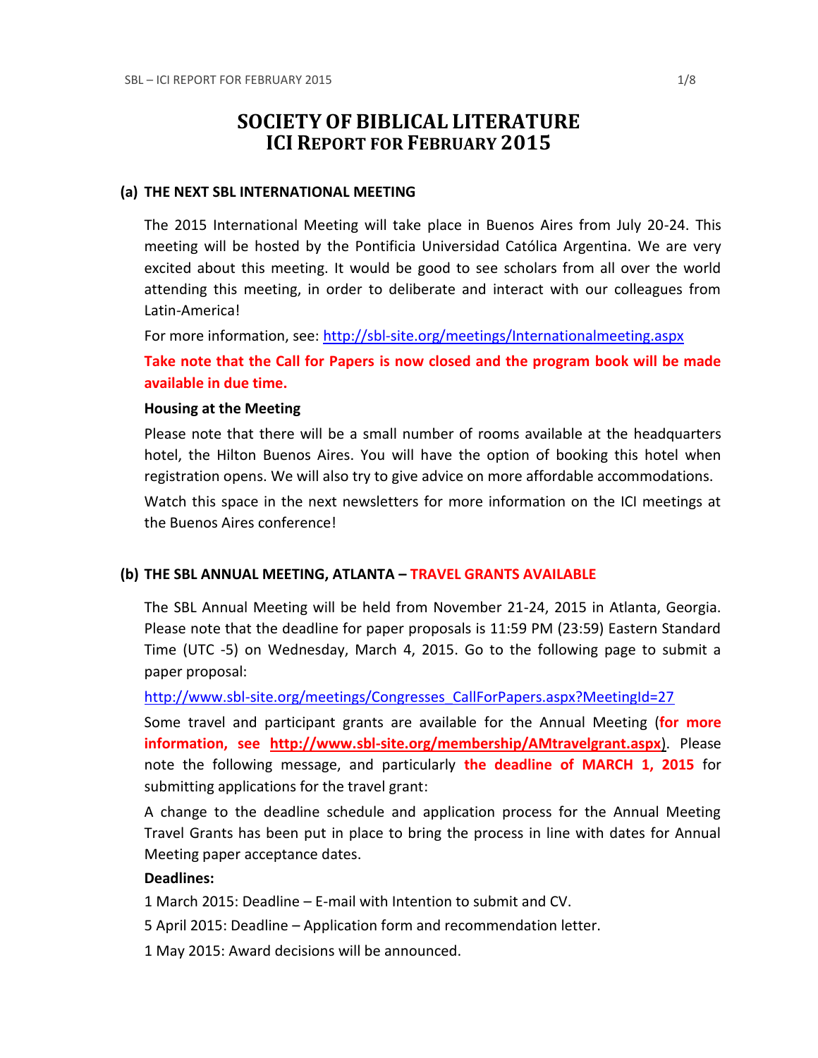# SOCIETY OF BIBLICAL LITERATURE
# ICI REPORT FOR FEBRUARY 2015

## (a) THE NEXT SBL INTERNATIONAL MEETING

The 2015 International Meeting will take place in Buenos Aires from July 20-24. This meeting will be hosted by the Pontificia Universidad Católica Argentina. We are very excited about this meeting. It would be good to see scholars from all over the world attending this meeting, in order to deliberate and interact with our colleagues from Latin-America!

For more information, see: http://sbl-site.org/meetings/Internationalmeeting.aspx

**Take note that the Call for Papers is now closed and the program book will be made available in due time.**

**Housing at the Meeting**

Please note that there will be a small number of rooms available at the headquarters hotel, the Hilton Buenos Aires. You will have the option of booking this hotel when registration opens. We will also try to give advice on more affordable accommodations.

Watch this space in the next newsletters for more information on the ICI meetings at the Buenos Aires conference!

## (b) THE SBL ANNUAL MEETING, ATLANTA – TRAVEL GRANTS AVAILABLE

The SBL Annual Meeting will be held from November 21-24, 2015 in Atlanta, Georgia. Please note that the deadline for paper proposals is 11:59 PM (23:59) Eastern Standard Time (UTC -5) on Wednesday, March 4, 2015. Go to the following page to submit a paper proposal:

http://www.sbl-site.org/meetings/Congresses_CallForPapers.aspx?MeetingId=27

Some travel and participant grants are available for the Annual Meeting (**for more information, see http://www.sbl-site.org/membership/AMtravelgrant.aspx**). Please note the following message, and particularly **the deadline of MARCH 1, 2015** for submitting applications for the travel grant:

A change to the deadline schedule and application process for the Annual Meeting Travel Grants has been put in place to bring the process in line with dates for Annual Meeting paper acceptance dates.

**Deadlines:**

1 March 2015: Deadline – E-mail with Intention to submit and CV.

5 April 2015: Deadline – Application form and recommendation letter.

1 May 2015: Award decisions will be announced.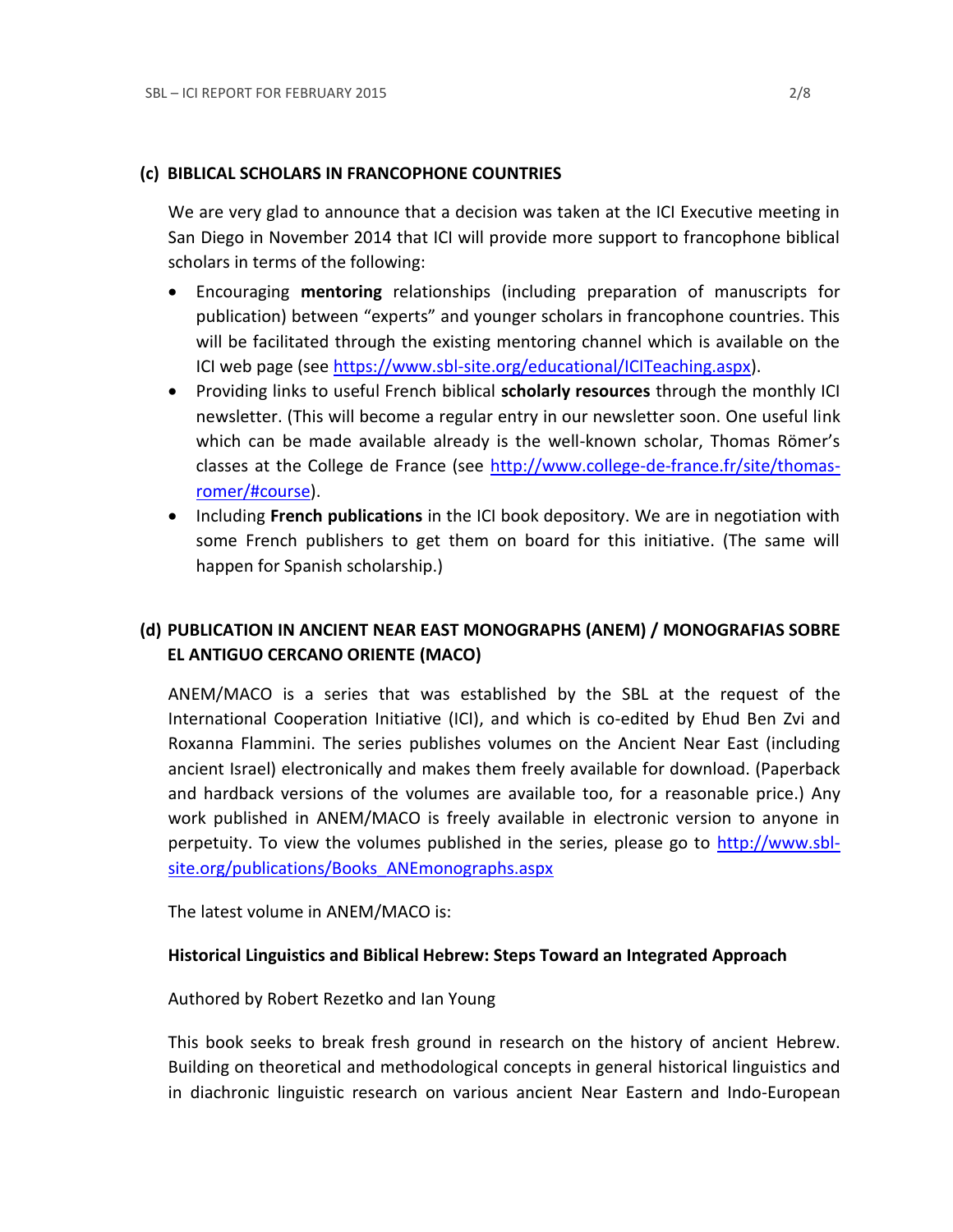### (c) BIBLICAL SCHOLARS IN FRANCOPHONE COUNTRIES

We are very glad to announce that a decision was taken at the ICI Executive meeting in San Diego in November 2014 that ICI will provide more support to francophone biblical scholars in terms of the following:

- Encouraging **mentoring** relationships (including preparation of manuscripts for publication) between "experts" and younger scholars in francophone countries. This will be facilitated through the existing mentoring channel which is available on the ICI web page (see https://www.sbl-site.org/educational/ICITeaching.aspx).
- Providing links to useful French biblical **scholarly resources** through the monthly ICI newsletter. (This will become a regular entry in our newsletter soon. One useful link which can be made available already is the well-known scholar, Thomas Römer's classes at the College de France (see http://www.college-de-france.fr/site/thomas-romer/#course).
- Including **French publications** in the ICI book depository. We are in negotiation with some French publishers to get them on board for this initiative. (The same will happen for Spanish scholarship.)

### (d) PUBLICATION IN ANCIENT NEAR EAST MONOGRAPHS (ANEM) / MONOGRAFIAS SOBRE EL ANTIGUO CERCANO ORIENTE (MACO)

ANEM/MACO is a series that was established by the SBL at the request of the International Cooperation Initiative (ICI), and which is co-edited by Ehud Ben Zvi and Roxanna Flammini. The series publishes volumes on the Ancient Near East (including ancient Israel) electronically and makes them freely available for download. (Paperback and hardback versions of the volumes are available too, for a reasonable price.) Any work published in ANEM/MACO is freely available in electronic version to anyone in perpetuity. To view the volumes published in the series, please go to http://www.sbl-site.org/publications/Books_ANEmonographs.aspx

The latest volume in ANEM/MACO is:

**Historical Linguistics and Biblical Hebrew: Steps Toward an Integrated Approach**

Authored by Robert Rezetko and Ian Young

This book seeks to break fresh ground in research on the history of ancient Hebrew. Building on theoretical and methodological concepts in general historical linguistics and in diachronic linguistic research on various ancient Near Eastern and Indo-European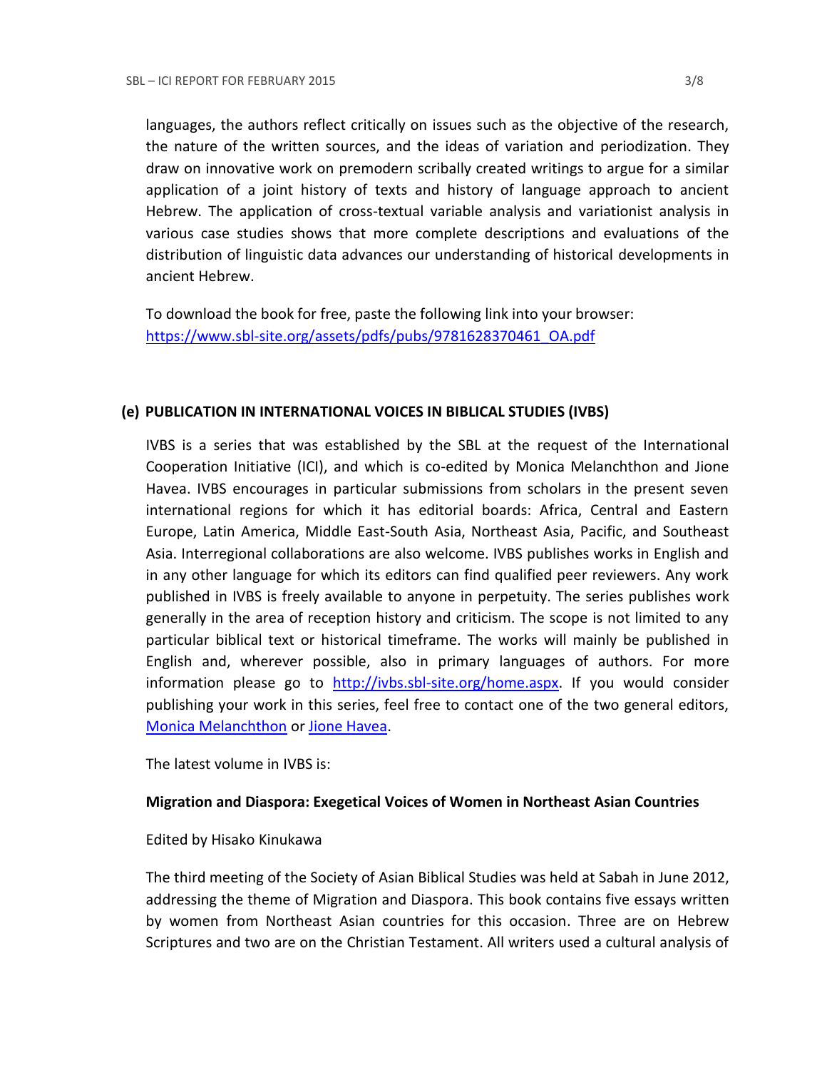languages, the authors reflect critically on issues such as the objective of the research, the nature of the written sources, and the ideas of variation and periodization. They draw on innovative work on premodern scribally created writings to argue for a similar application of a joint history of texts and history of language approach to ancient Hebrew. The application of cross-textual variable analysis and variationist analysis in various case studies shows that more complete descriptions and evaluations of the distribution of linguistic data advances our understanding of historical developments in ancient Hebrew.

To download the book for free, paste the following link into your browser: https://www.sbl-site.org/assets/pdfs/pubs/9781628370461_OA.pdf

### (e) PUBLICATION IN INTERNATIONAL VOICES IN BIBLICAL STUDIES (IVBS)

IVBS is a series that was established by the SBL at the request of the International Cooperation Initiative (ICI), and which is co-edited by Monica Melanchthon and Jione Havea. IVBS encourages in particular submissions from scholars in the present seven international regions for which it has editorial boards: Africa, Central and Eastern Europe, Latin America, Middle East-South Asia, Northeast Asia, Pacific, and Southeast Asia. Interregional collaborations are also welcome. IVBS publishes works in English and in any other language for which its editors can find qualified peer reviewers. Any work published in IVBS is freely available to anyone in perpetuity. The series publishes work generally in the area of reception history and criticism. The scope is not limited to any particular biblical text or historical timeframe. The works will mainly be published in English and, wherever possible, also in primary languages of authors. For more information please go to http://ivbs.sbl-site.org/home.aspx. If you would consider publishing your work in this series, feel free to contact one of the two general editors, Monica Melanchthon or Jione Havea.

The latest volume in IVBS is:

**Migration and Diaspora: Exegetical Voices of Women in Northeast Asian Countries**

Edited by Hisako Kinukawa

The third meeting of the Society of Asian Biblical Studies was held at Sabah in June 2012, addressing the theme of Migration and Diaspora. This book contains five essays written by women from Northeast Asian countries for this occasion. Three are on Hebrew Scriptures and two are on the Christian Testament. All writers used a cultural analysis of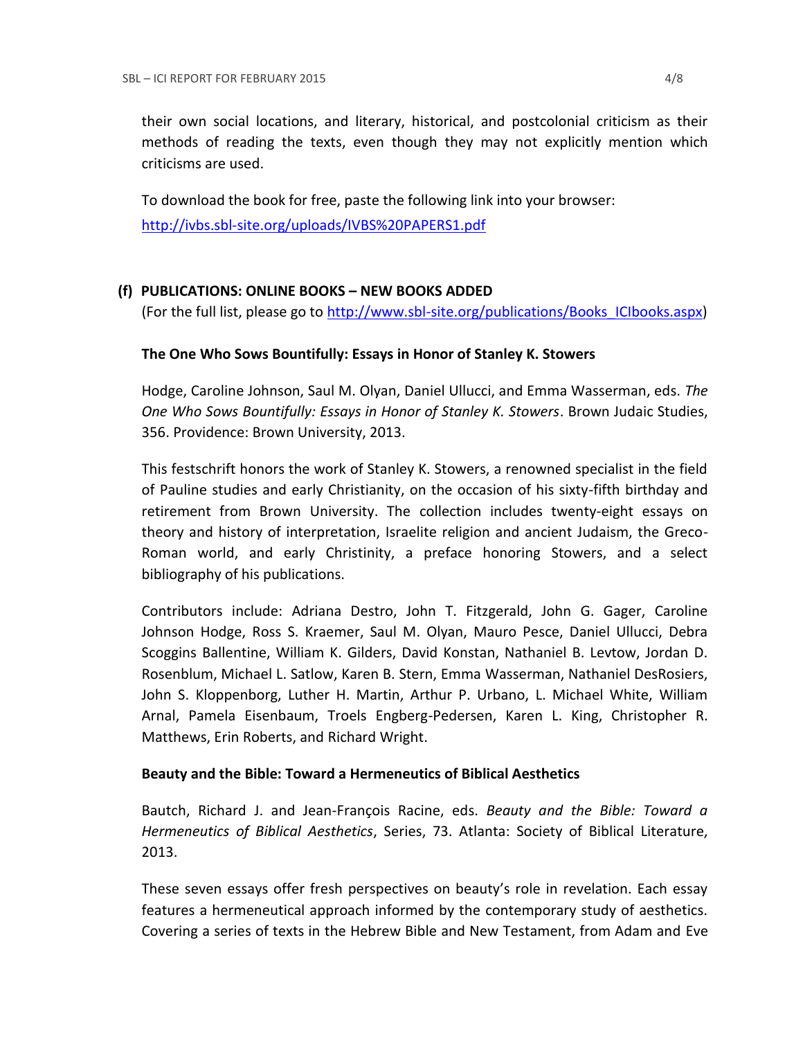their own social locations, and literary, historical, and postcolonial criticism as their methods of reading the texts, even though they may not explicitly mention which criticisms are used.

To download the book for free, paste the following link into your browser: http://ivbs.sbl-site.org/uploads/IVBS%20PAPERS1.pdf

### (f) PUBLICATIONS: ONLINE BOOKS – NEW BOOKS ADDED

(For the full list, please go to http://www.sbl-site.org/publications/Books_ICIbooks.aspx)

**The One Who Sows Bountifully: Essays in Honor of Stanley K. Stowers**

Hodge, Caroline Johnson, Saul M. Olyan, Daniel Ullucci, and Emma Wasserman, eds. *The One Who Sows Bountifully: Essays in Honor of Stanley K. Stowers*. Brown Judaic Studies, 356. Providence: Brown University, 2013.

This festschrift honors the work of Stanley K. Stowers, a renowned specialist in the field of Pauline studies and early Christianity, on the occasion of his sixty-fifth birthday and retirement from Brown University. The collection includes twenty-eight essays on theory and history of interpretation, Israelite religion and ancient Judaism, the Greco-Roman world, and early Christinity, a preface honoring Stowers, and a select bibliography of his publications.

Contributors include: Adriana Destro, John T. Fitzgerald, John G. Gager, Caroline Johnson Hodge, Ross S. Kraemer, Saul M. Olyan, Mauro Pesce, Daniel Ullucci, Debra Scoggins Ballentine, William K. Gilders, David Konstan, Nathaniel B. Levtow, Jordan D. Rosenblum, Michael L. Satlow, Karen B. Stern, Emma Wasserman, Nathaniel DesRosiers, John S. Kloppenborg, Luther H. Martin, Arthur P. Urbano, L. Michael White, William Arnal, Pamela Eisenbaum, Troels Engberg-Pedersen, Karen L. King, Christopher R. Matthews, Erin Roberts, and Richard Wright.

**Beauty and the Bible: Toward a Hermeneutics of Biblical Aesthetics**

Bautch, Richard J. and Jean-François Racine, eds. *Beauty and the Bible: Toward a Hermeneutics of Biblical Aesthetics*, Series, 73. Atlanta: Society of Biblical Literature, 2013.

These seven essays offer fresh perspectives on beauty's role in revelation. Each essay features a hermeneutical approach informed by the contemporary study of aesthetics. Covering a series of texts in the Hebrew Bible and New Testament, from Adam and Eve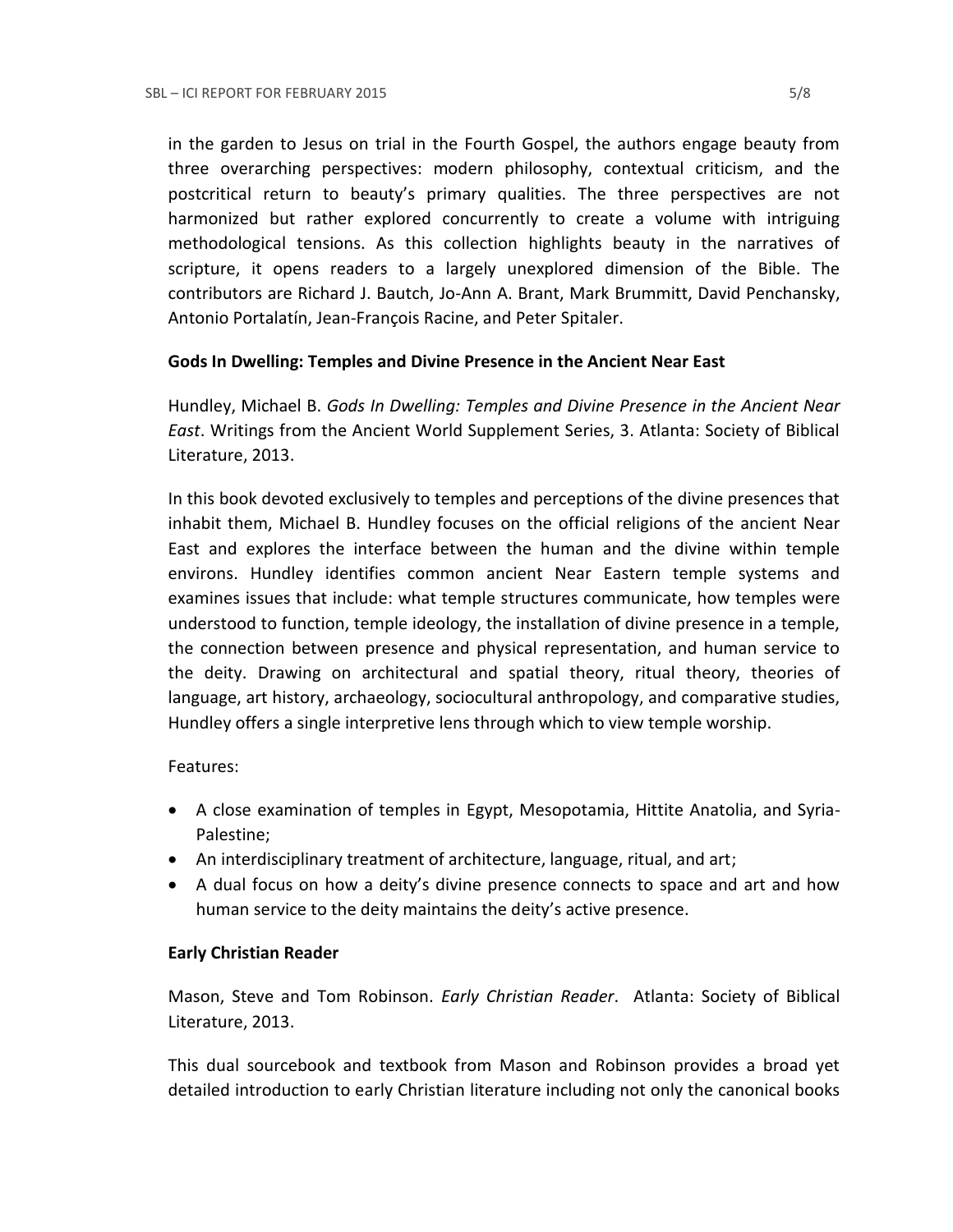in the garden to Jesus on trial in the Fourth Gospel, the authors engage beauty from three overarching perspectives: modern philosophy, contextual criticism, and the postcritical return to beauty's primary qualities. The three perspectives are not harmonized but rather explored concurrently to create a volume with intriguing methodological tensions. As this collection highlights beauty in the narratives of scripture, it opens readers to a largely unexplored dimension of the Bible. The contributors are Richard J. Bautch, Jo-Ann A. Brant, Mark Brummitt, David Penchansky, Antonio Portalatín, Jean-François Racine, and Peter Spitaler.

**Gods In Dwelling: Temples and Divine Presence in the Ancient Near East**

Hundley, Michael B. *Gods In Dwelling: Temples and Divine Presence in the Ancient Near East*. Writings from the Ancient World Supplement Series, 3. Atlanta: Society of Biblical Literature, 2013.

In this book devoted exclusively to temples and perceptions of the divine presences that inhabit them, Michael B. Hundley focuses on the official religions of the ancient Near East and explores the interface between the human and the divine within temple environs. Hundley identifies common ancient Near Eastern temple systems and examines issues that include: what temple structures communicate, how temples were understood to function, temple ideology, the installation of divine presence in a temple, the connection between presence and physical representation, and human service to the deity. Drawing on architectural and spatial theory, ritual theory, theories of language, art history, archaeology, sociocultural anthropology, and comparative studies, Hundley offers a single interpretive lens through which to view temple worship.

Features:

- A close examination of temples in Egypt, Mesopotamia, Hittite Anatolia, and Syria-Palestine;
- An interdisciplinary treatment of architecture, language, ritual, and art;
- A dual focus on how a deity's divine presence connects to space and art and how human service to the deity maintains the deity's active presence.

**Early Christian Reader**

Mason, Steve and Tom Robinson. *Early Christian Reader*. Atlanta: Society of Biblical Literature, 2013.

This dual sourcebook and textbook from Mason and Robinson provides a broad yet detailed introduction to early Christian literature including not only the canonical books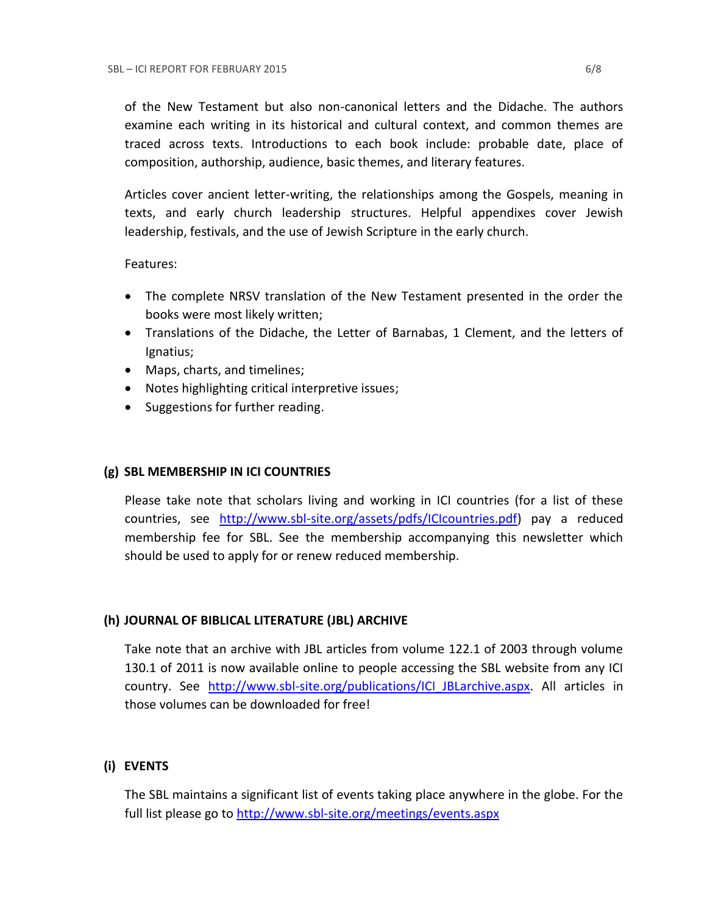of the New Testament but also non-canonical letters and the Didache. The authors examine each writing in its historical and cultural context, and common themes are traced across texts. Introductions to each book include: probable date, place of composition, authorship, audience, basic themes, and literary features.

Articles cover ancient letter-writing, the relationships among the Gospels, meaning in texts, and early church leadership structures. Helpful appendixes cover Jewish leadership, festivals, and the use of Jewish Scripture in the early church.

Features:

- The complete NRSV translation of the New Testament presented in the order the books were most likely written;
- Translations of the Didache, the Letter of Barnabas, 1 Clement, and the letters of Ignatius;
- Maps, charts, and timelines;
- Notes highlighting critical interpretive issues;
- Suggestions for further reading.

## (g) SBL MEMBERSHIP IN ICI COUNTRIES

Please take note that scholars living and working in ICI countries (for a list of these countries, see http://www.sbl-site.org/assets/pdfs/ICIcountries.pdf) pay a reduced membership fee for SBL. See the membership accompanying this newsletter which should be used to apply for or renew reduced membership.

## (h) JOURNAL OF BIBLICAL LITERATURE (JBL) ARCHIVE

Take note that an archive with JBL articles from volume 122.1 of 2003 through volume 130.1 of 2011 is now available online to people accessing the SBL website from any ICI country. See http://www.sbl-site.org/publications/ICI_JBLarchive.aspx. All articles in those volumes can be downloaded for free!

## (i) EVENTS

The SBL maintains a significant list of events taking place anywhere in the globe. For the full list please go to http://www.sbl-site.org/meetings/events.aspx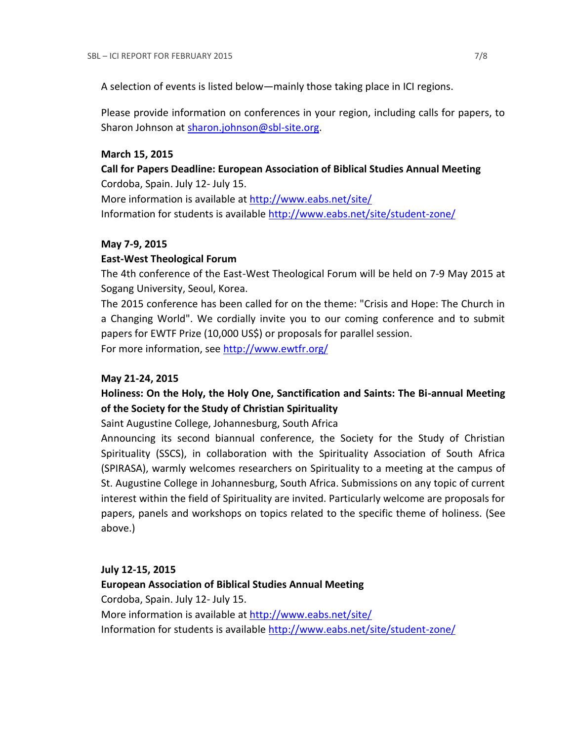A selection of events is listed below—mainly those taking place in ICI regions.

Please provide information on conferences in your region, including calls for papers, to Sharon Johnson at sharon.johnson@sbl-site.org.

**March 15, 2015**

**Call for Papers Deadline: European Association of Biblical Studies Annual Meeting**

Cordoba, Spain. July 12- July 15.

More information is available at http://www.eabs.net/site/

Information for students is available http://www.eabs.net/site/student-zone/

**May 7-9, 2015**

**East-West Theological Forum**

The 4th conference of the East-West Theological Forum will be held on 7-9 May 2015 at Sogang University, Seoul, Korea.

The 2015 conference has been called for on the theme: "Crisis and Hope: The Church in a Changing World". We cordially invite you to our coming conference and to submit papers for EWTF Prize (10,000 US$) or proposals for parallel session.

For more information, see http://www.ewtfr.org/

**May 21-24, 2015**

**Holiness: On the Holy, the Holy One, Sanctification and Saints: The Bi-annual Meeting of the Society for the Study of Christian Spirituality**

Saint Augustine College, Johannesburg, South Africa

Announcing its second biannual conference, the Society for the Study of Christian Spirituality (SSCS), in collaboration with the Spirituality Association of South Africa (SPIRASA), warmly welcomes researchers on Spirituality to a meeting at the campus of St. Augustine College in Johannesburg, South Africa. Submissions on any topic of current interest within the field of Spirituality are invited. Particularly welcome are proposals for papers, panels and workshops on topics related to the specific theme of holiness. (See above.)

**July 12-15, 2015**

**European Association of Biblical Studies Annual Meeting**

Cordoba, Spain. July 12- July 15.

More information is available at http://www.eabs.net/site/

Information for students is available http://www.eabs.net/site/student-zone/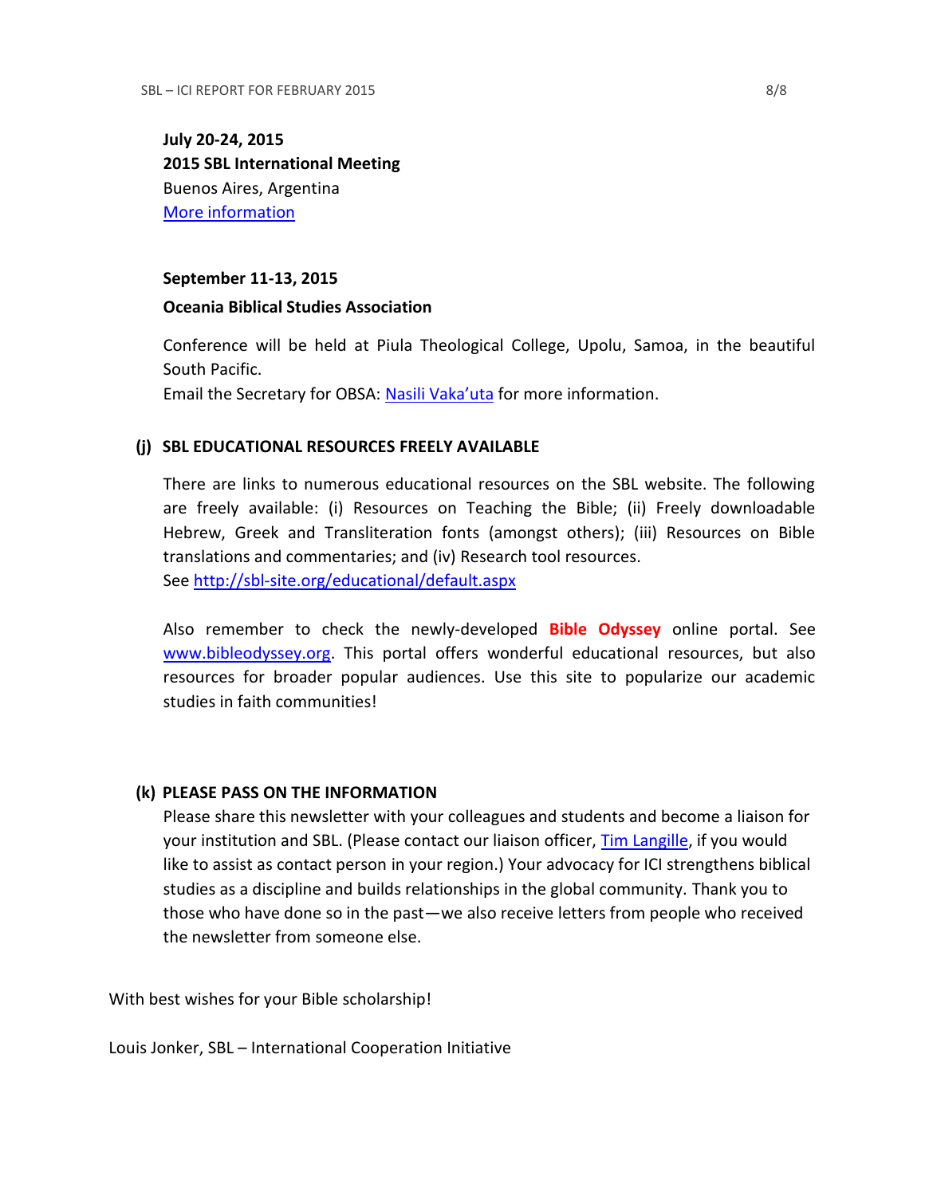**July 20-24, 2015**
**2015 SBL International Meeting**
Buenos Aires, Argentina
[More information]

**September 11-13, 2015**
**Oceania Biblical Studies Association**

Conference will be held at Piula Theological College, Upolu, Samoa, in the beautiful South Pacific.
Email the Secretary for OBSA: Nasili Vaka'uta for more information.

### (j) SBL EDUCATIONAL RESOURCES FREELY AVAILABLE

There are links to numerous educational resources on the SBL website. The following are freely available: (i) Resources on Teaching the Bible; (ii) Freely downloadable Hebrew, Greek and Transliteration fonts (amongst others); (iii) Resources on Bible translations and commentaries; and (iv) Research tool resources.
See http://sbl-site.org/educational/default.aspx

Also remember to check the newly-developed **Bible Odyssey** online portal. See www.bibleodyssey.org. This portal offers wonderful educational resources, but also resources for broader popular audiences. Use this site to popularize our academic studies in faith communities!

### (k) PLEASE PASS ON THE INFORMATION

Please share this newsletter with your colleagues and students and become a liaison for your institution and SBL. (Please contact our liaison officer, Tim Langille, if you would like to assist as contact person in your region.) Your advocacy for ICI strengthens biblical studies as a discipline and builds relationships in the global community. Thank you to those who have done so in the past—we also receive letters from people who received the newsletter from someone else.

With best wishes for your Bible scholarship!

Louis Jonker, SBL – International Cooperation Initiative